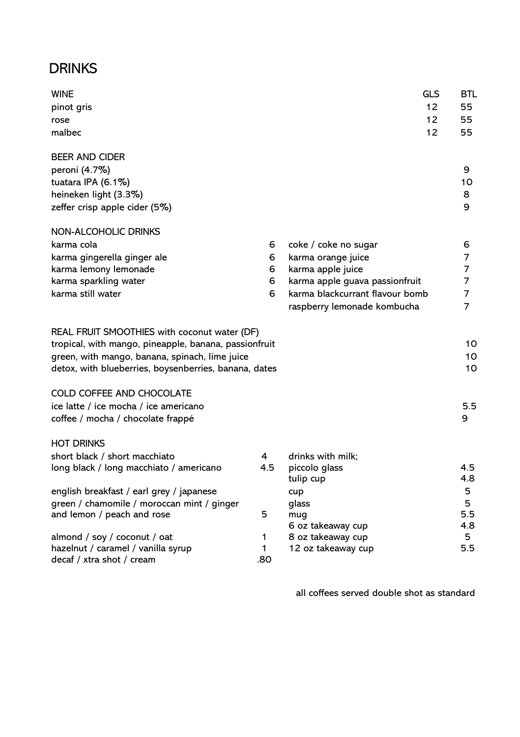# DRINKS

## WINE

| | GLS | BTL |
|---|---|---|
| pinot gris | 12 | 55 |
| rose | 12 | 55 |
| malbec | 12 | 55 |

## BEER AND CIDER

| | |
|---|---|
| peroni (4.7%) | 9 |
| tuatara IPA (6.1%) | 10 |
| heineken light (3.3%) | 8 |
| zeffer crisp apple cider (5%) | 9 |

## NON-ALCOHOLIC DRINKS

| | |
|---|---|
| karma cola | 6 |
| karma gingerella ginger ale | 6 |
| karma lemony lemonade | 6 |
| karma sparkling water | 6 |
| karma still water | 6 |
| coke / coke no sugar | 6 |
| karma orange juice | 7 |
| karma apple juice | 7 |
| karma apple guava passionfruit | 7 |
| karma blackcurrant flavour bomb | 7 |
| raspberry lemonade kombucha | 7 |

## REAL FRUIT SMOOTHIES with coconut water (DF)

| | |
|---|---|
| tropical, with mango, pineapple, banana, passionfruit | 10 |
| green, with mango, banana, spinach, lime juice | 10 |
| detox, with blueberries, boysenberries, banana, dates | 10 |

## COLD COFFEE AND CHOCOLATE

| | |
|---|---|
| ice latte / ice mocha / ice americano | 5.5 |
| coffee / mocha / chocolate frappé | 9 |

## HOT DRINKS

| | |
|---|---|
| short black / short macchiato | 4 |
| long black / long macchiato / americano | 4.5 |
| english breakfast / earl grey / japanese green / chamomile / moroccan mint / ginger and lemon / peach and rose | 5 |
| almond / soy / coconut / oat | 1 |
| hazelnut / caramel / vanilla syrup | 1 |
| decaf / xtra shot / cream | .80 |

drinks with milk;

| | |
|---|---|
| piccolo glass | 4.5 |
| tulip cup | 4.8 |
| cup | 5 |
| glass | 5 |
| mug | 5.5 |
| 6 oz takeaway cup | 4.8 |
| 8 oz takeaway cup | 5 |
| 12 oz takeaway cup | 5.5 |

all coffees served double shot as standard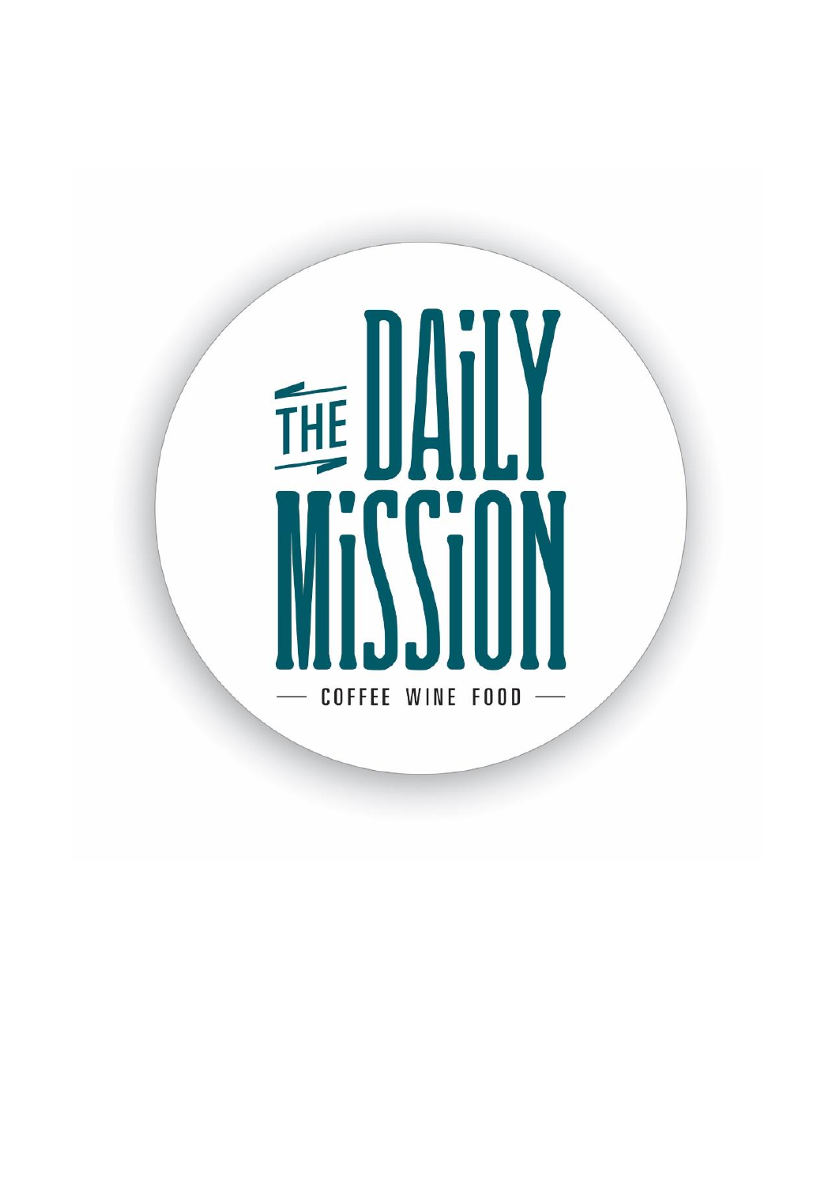THE DAILY MISSION

— COFFEE WINE FOOD —